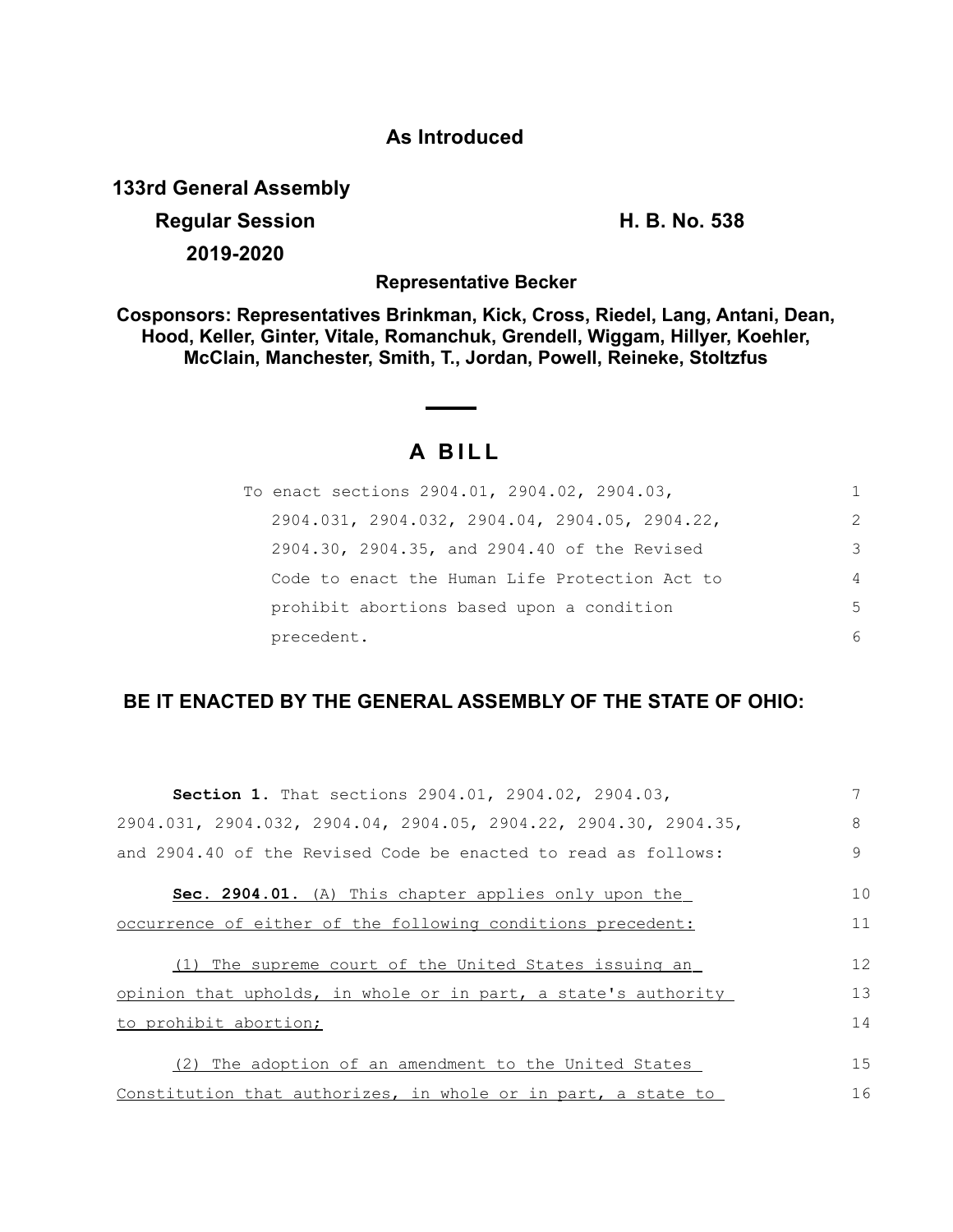**As Introduced**

**133rd General Assembly**

**Regular Session** **H. B. No. 538**

**2019-2020**

**Representative Becker**

**Cosponsors: Representatives Brinkman, Kick, Cross, Riedel, Lang, Antani, Dean, Hood, Keller, Ginter, Vitale, Romanchuk, Grendell, Wiggam, Hillyer, Koehler, McClain, Manchester, Smith, T., Jordan, Powell, Reineke, Stoltzfus**

# A BILL

To enact sections 2904.01, 2904.02, 2904.03, 2904.031, 2904.032, 2904.04, 2904.05, 2904.22, 2904.30, 2904.35, and 2904.40 of the Revised Code to enact the Human Life Protection Act to prohibit abortions based upon a condition precedent.

**BE IT ENACTED BY THE GENERAL ASSEMBLY OF THE STATE OF OHIO:**

**Section 1.** That sections 2904.01, 2904.02, 2904.03, 2904.031, 2904.032, 2904.04, 2904.05, 2904.22, 2904.30, 2904.35, and 2904.40 of the Revised Code be enacted to read as follows:

**Sec. 2904.01.** (A) This chapter applies only upon the occurrence of either of the following conditions precedent:

(1) The supreme court of the United States issuing an opinion that upholds, in whole or in part, a state's authority to prohibit abortion;

(2) The adoption of an amendment to the United States Constitution that authorizes, in whole or in part, a state to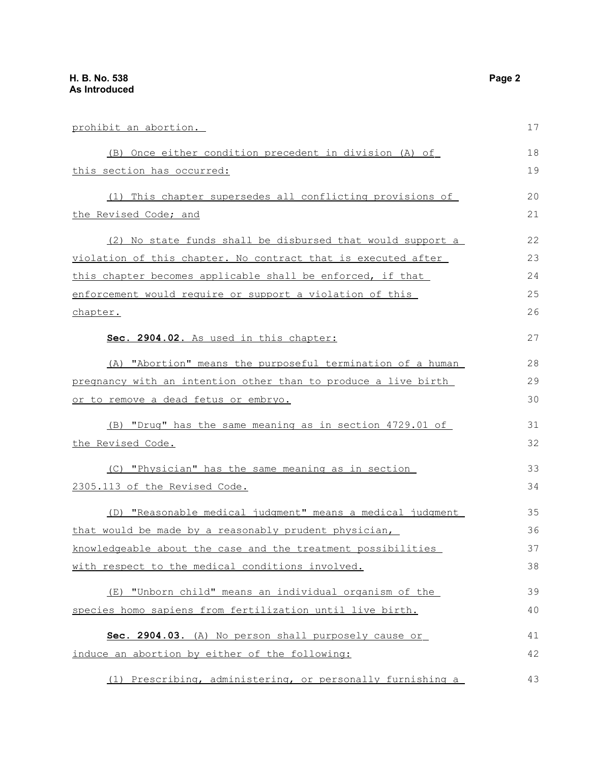prohibit an abortion.

(B) Once either condition precedent in division (A) of this section has occurred:

(1) This chapter supersedes all conflicting provisions of the Revised Code; and

(2) No state funds shall be disbursed that would support a violation of this chapter. No contract that is executed after this chapter becomes applicable shall be enforced, if that enforcement would require or support a violation of this chapter.

**Sec. 2904.02.** As used in this chapter:

(A) "Abortion" means the purposeful termination of a human pregnancy with an intention other than to produce a live birth or to remove a dead fetus or embryo.

(B) "Drug" has the same meaning as in section 4729.01 of the Revised Code.

(C) "Physician" has the same meaning as in section 2305.113 of the Revised Code.

(D) "Reasonable medical judgment" means a medical judgment that would be made by a reasonably prudent physician, knowledgeable about the case and the treatment possibilities with respect to the medical conditions involved.

(E) "Unborn child" means an individual organism of the species homo sapiens from fertilization until live birth.

**Sec. 2904.03.** (A) No person shall purposely cause or induce an abortion by either of the following:

(1) Prescribing, administering, or personally furnishing a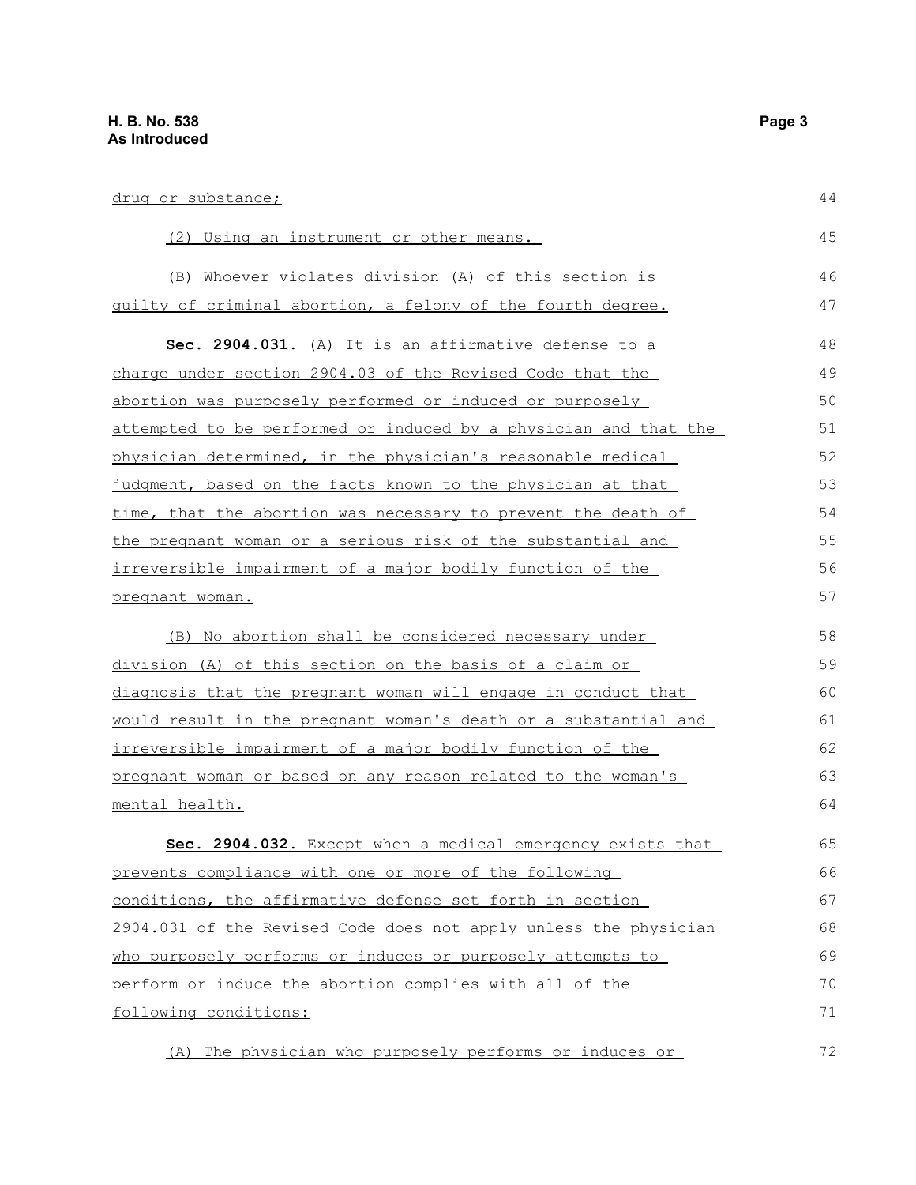drug or substance;

(2) Using an instrument or other means.

(B) Whoever violates division (A) of this section is guilty of criminal abortion, a felony of the fourth degree.

**Sec. 2904.031.** (A) It is an affirmative defense to a charge under section 2904.03 of the Revised Code that the abortion was purposely performed or induced or purposely attempted to be performed or induced by a physician and that the physician determined, in the physician's reasonable medical judgment, based on the facts known to the physician at that time, that the abortion was necessary to prevent the death of the pregnant woman or a serious risk of the substantial and irreversible impairment of a major bodily function of the pregnant woman.

(B) No abortion shall be considered necessary under division (A) of this section on the basis of a claim or diagnosis that the pregnant woman will engage in conduct that would result in the pregnant woman's death or a substantial and irreversible impairment of a major bodily function of the pregnant woman or based on any reason related to the woman's mental health.

**Sec. 2904.032.** Except when a medical emergency exists that prevents compliance with one or more of the following conditions, the affirmative defense set forth in section 2904.031 of the Revised Code does not apply unless the physician who purposely performs or induces or purposely attempts to perform or induce the abortion complies with all of the following conditions:

(A) The physician who purposely performs or induces or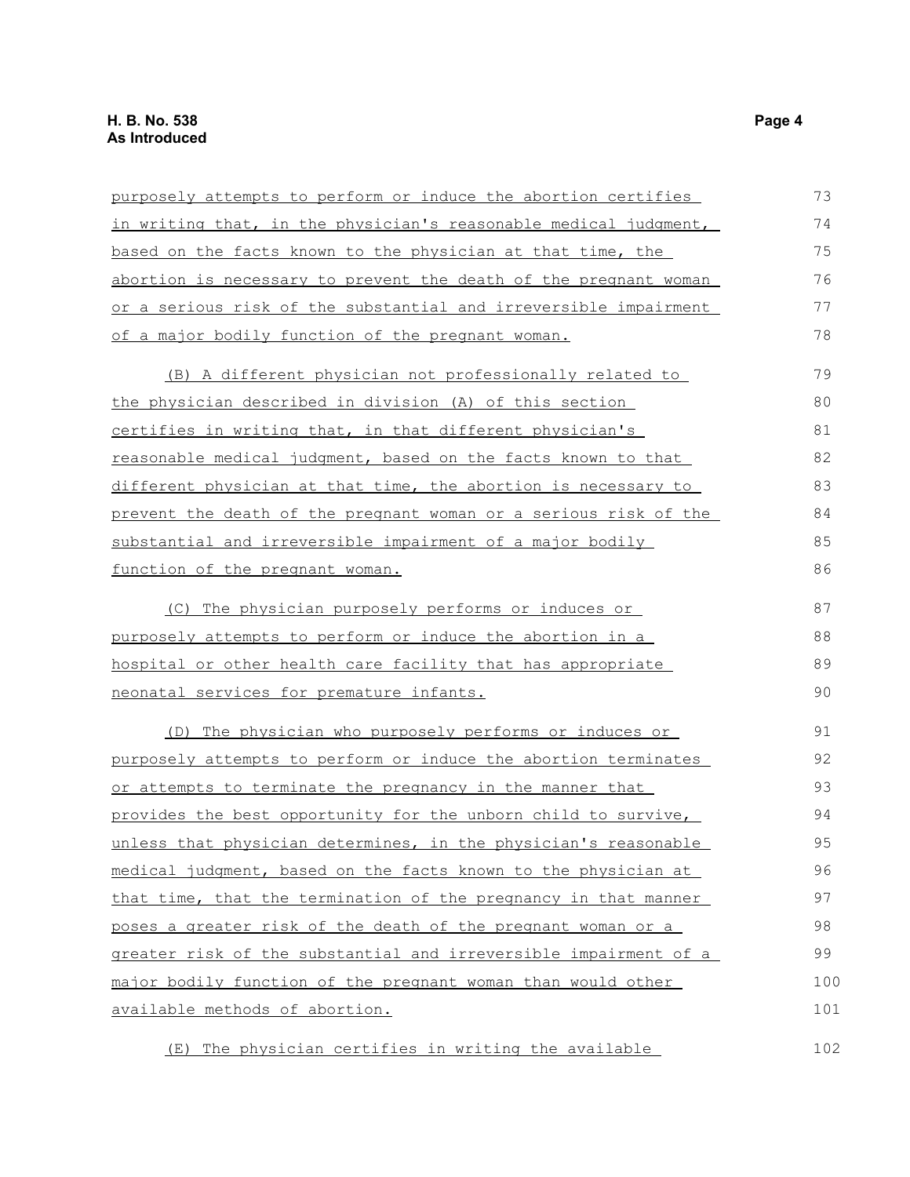purposely attempts to perform or induce the abortion certifies in writing that, in the physician's reasonable medical judgment, based on the facts known to the physician at that time, the abortion is necessary to prevent the death of the pregnant woman or a serious risk of the substantial and irreversible impairment of a major bodily function of the pregnant woman.

(B) A different physician not professionally related to the physician described in division (A) of this section certifies in writing that, in that different physician's reasonable medical judgment, based on the facts known to that different physician at that time, the abortion is necessary to prevent the death of the pregnant woman or a serious risk of the substantial and irreversible impairment of a major bodily function of the pregnant woman.

(C) The physician purposely performs or induces or purposely attempts to perform or induce the abortion in a hospital or other health care facility that has appropriate neonatal services for premature infants.

(D) The physician who purposely performs or induces or purposely attempts to perform or induce the abortion terminates or attempts to terminate the pregnancy in the manner that provides the best opportunity for the unborn child to survive, unless that physician determines, in the physician's reasonable medical judgment, based on the facts known to the physician at that time, that the termination of the pregnancy in that manner poses a greater risk of the death of the pregnant woman or a greater risk of the substantial and irreversible impairment of a major bodily function of the pregnant woman than would other available methods of abortion.

(E) The physician certifies in writing the available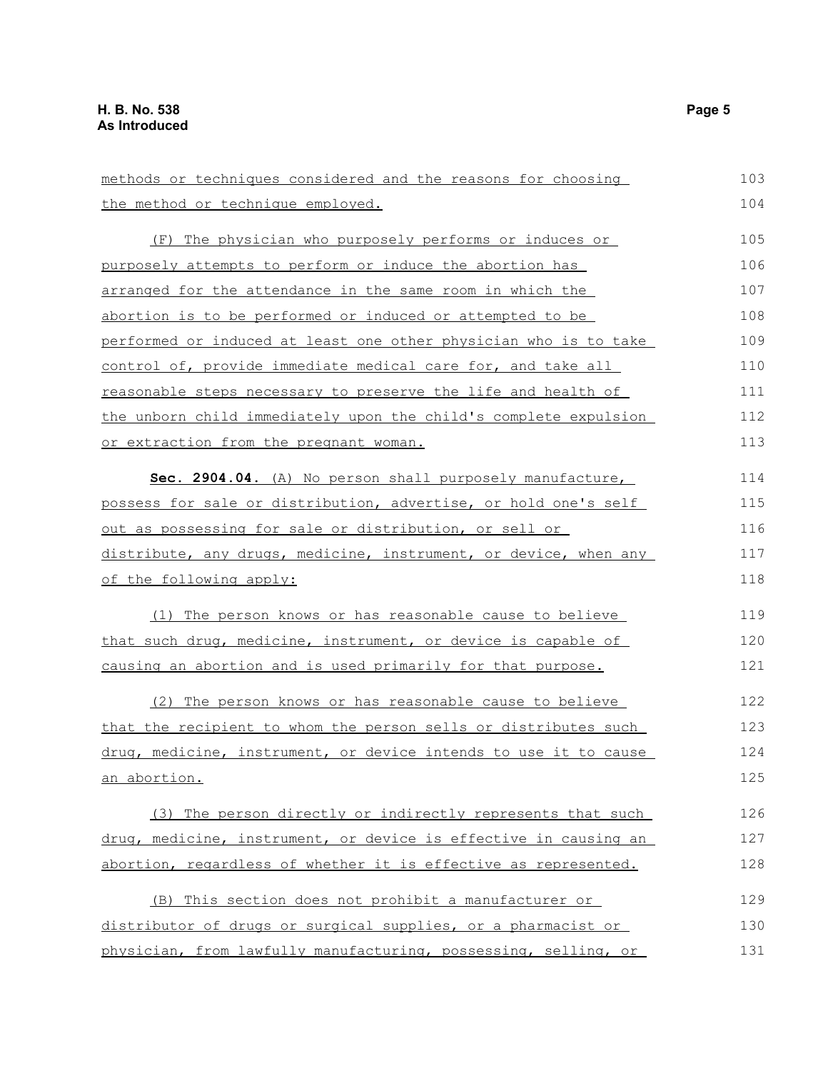methods or techniques considered and the reasons for choosing the method or technique employed.

(F) The physician who purposely performs or induces or purposely attempts to perform or induce the abortion has arranged for the attendance in the same room in which the abortion is to be performed or induced or attempted to be performed or induced at least one other physician who is to take control of, provide immediate medical care for, and take all reasonable steps necessary to preserve the life and health of the unborn child immediately upon the child's complete expulsion or extraction from the pregnant woman.

**Sec. 2904.04.** (A) No person shall purposely manufacture, possess for sale or distribution, advertise, or hold one's self out as possessing for sale or distribution, or sell or distribute, any drugs, medicine, instrument, or device, when any of the following apply:

(1) The person knows or has reasonable cause to believe that such drug, medicine, instrument, or device is capable of causing an abortion and is used primarily for that purpose.

(2) The person knows or has reasonable cause to believe that the recipient to whom the person sells or distributes such drug, medicine, instrument, or device intends to use it to cause an abortion.

(3) The person directly or indirectly represents that such drug, medicine, instrument, or device is effective in causing an abortion, regardless of whether it is effective as represented.

(B) This section does not prohibit a manufacturer or distributor of drugs or surgical supplies, or a pharmacist or physician, from lawfully manufacturing, possessing, selling, or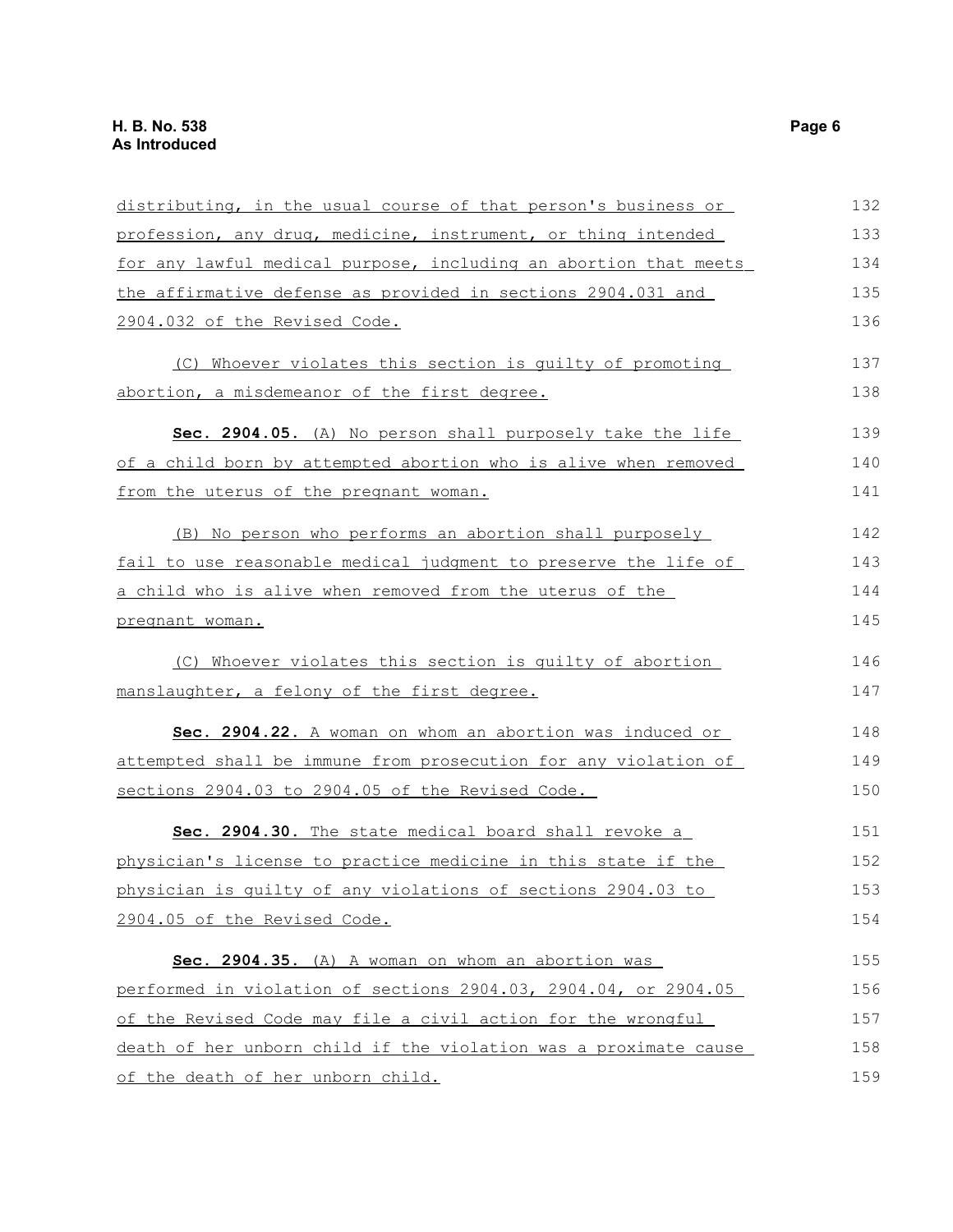distributing, in the usual course of that person's business or profession, any drug, medicine, instrument, or thing intended for any lawful medical purpose, including an abortion that meets the affirmative defense as provided in sections 2904.031 and 2904.032 of the Revised Code.

(C) Whoever violates this section is guilty of promoting abortion, a misdemeanor of the first degree.

**Sec. 2904.05.** (A) No person shall purposely take the life of a child born by attempted abortion who is alive when removed from the uterus of the pregnant woman.

(B) No person who performs an abortion shall purposely fail to use reasonable medical judgment to preserve the life of a child who is alive when removed from the uterus of the pregnant woman.

(C) Whoever violates this section is guilty of abortion manslaughter, a felony of the first degree.

**Sec. 2904.22.** A woman on whom an abortion was induced or attempted shall be immune from prosecution for any violation of sections 2904.03 to 2904.05 of the Revised Code.

**Sec. 2904.30.** The state medical board shall revoke a physician's license to practice medicine in this state if the physician is guilty of any violations of sections 2904.03 to 2904.05 of the Revised Code.

**Sec. 2904.35.** (A) A woman on whom an abortion was performed in violation of sections 2904.03, 2904.04, or 2904.05 of the Revised Code may file a civil action for the wrongful death of her unborn child if the violation was a proximate cause of the death of her unborn child.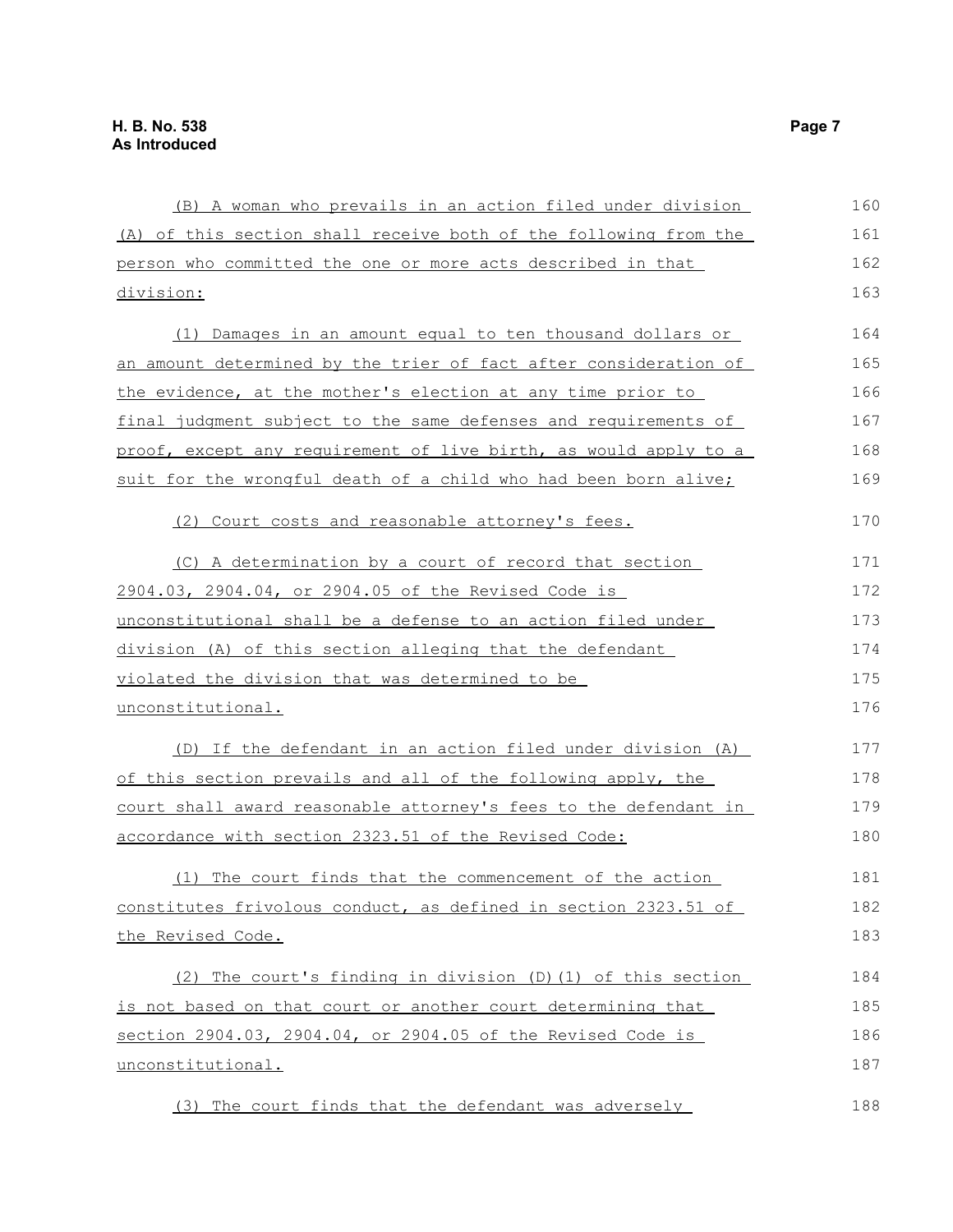(B) A woman who prevails in an action filed under division (A) of this section shall receive both of the following from the person who committed the one or more acts described in that division:

(1) Damages in an amount equal to ten thousand dollars or an amount determined by the trier of fact after consideration of the evidence, at the mother's election at any time prior to final judgment subject to the same defenses and requirements of proof, except any requirement of live birth, as would apply to a suit for the wrongful death of a child who had been born alive;

(2) Court costs and reasonable attorney's fees.

(C) A determination by a court of record that section 2904.03, 2904.04, or 2904.05 of the Revised Code is unconstitutional shall be a defense to an action filed under division (A) of this section alleging that the defendant violated the division that was determined to be unconstitutional.

(D) If the defendant in an action filed under division (A) of this section prevails and all of the following apply, the court shall award reasonable attorney's fees to the defendant in accordance with section 2323.51 of the Revised Code:

(1) The court finds that the commencement of the action constitutes frivolous conduct, as defined in section 2323.51 of the Revised Code.

(2) The court's finding in division (D)(1) of this section is not based on that court or another court determining that section 2904.03, 2904.04, or 2904.05 of the Revised Code is unconstitutional.

(3) The court finds that the defendant was adversely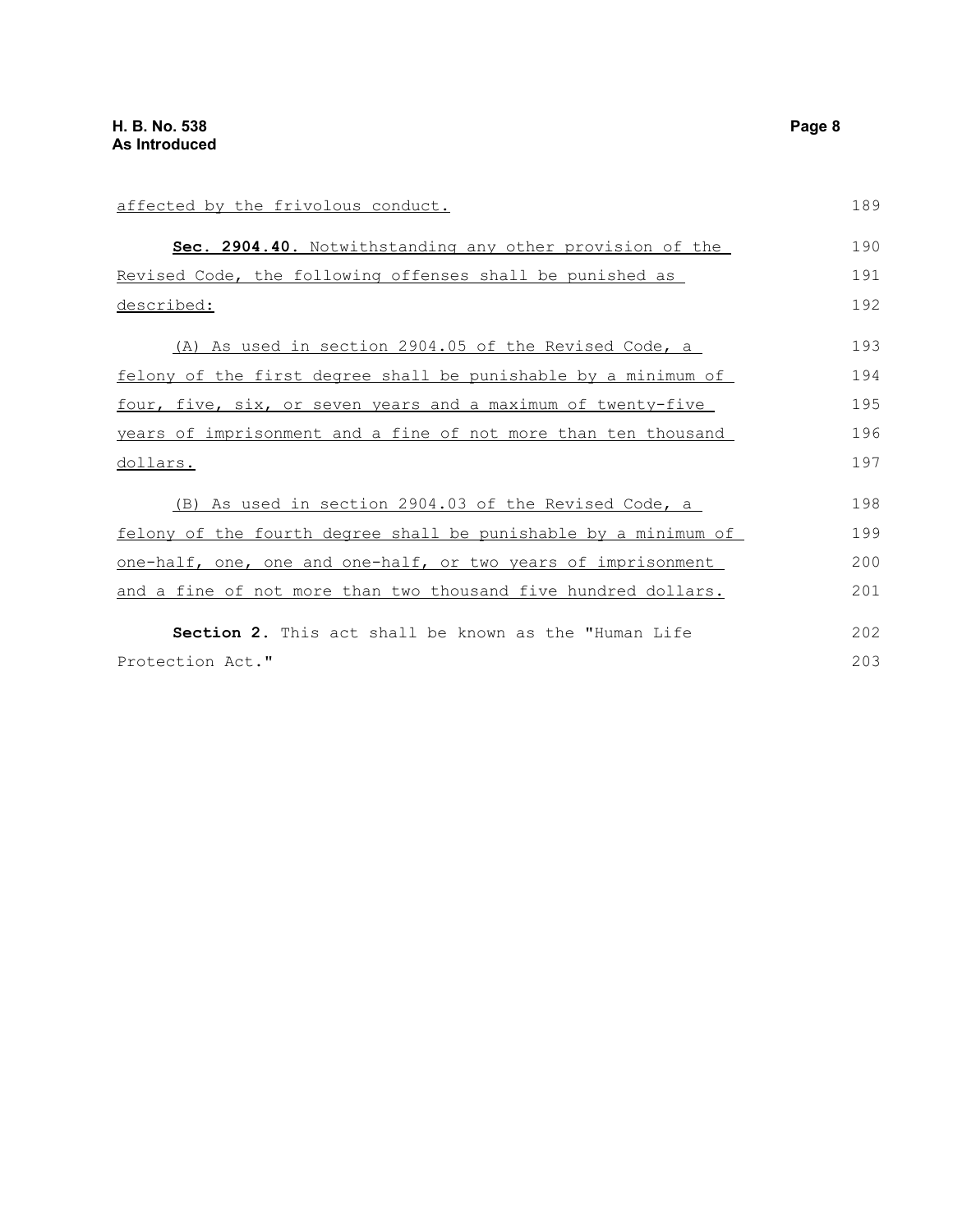affected by the frivolous conduct.

**Sec. 2904.40.** Notwithstanding any other provision of the Revised Code, the following offenses shall be punished as described:

(A) As used in section 2904.05 of the Revised Code, a felony of the first degree shall be punishable by a minimum of four, five, six, or seven years and a maximum of twenty-five years of imprisonment and a fine of not more than ten thousand dollars.

(B) As used in section 2904.03 of the Revised Code, a felony of the fourth degree shall be punishable by a minimum of one-half, one, one and one-half, or two years of imprisonment and a fine of not more than two thousand five hundred dollars.

**Section 2.** This act shall be known as the "Human Life Protection Act."